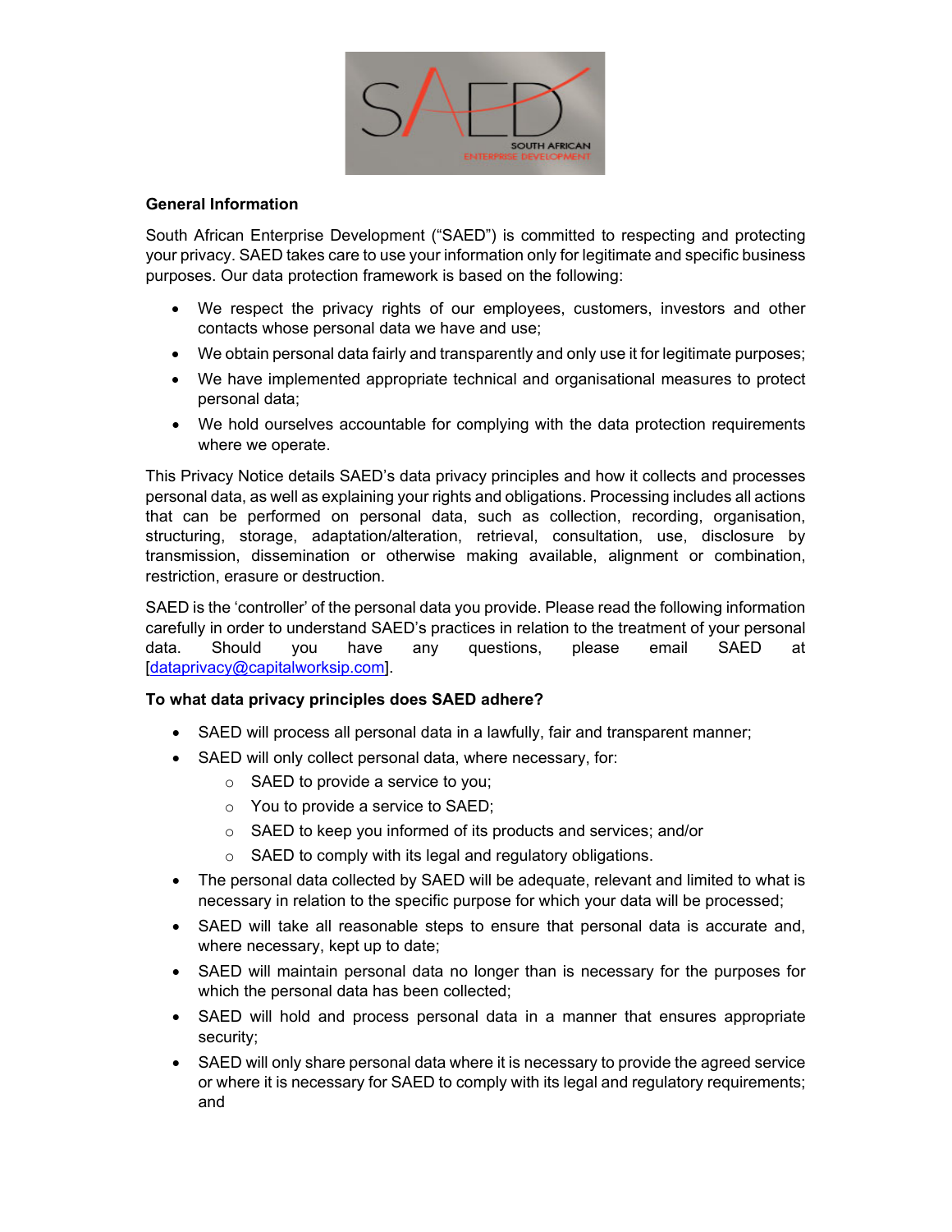## General Information

South African Enterprise Development ("SAED") is committed to respecting and protecting your privacy. SAED takes care to use your information only for legitimate and specific business purposes. Our data protection framework is based on the following:

- We respect the privacy rights of our employees, customers, investors and other contacts whose personal data we have and use;
- We obtain personal data fairly and transparently and only use it for legitimate purposes;
- We have implemented appropriate technical and organisational measures to protect personal data;
- We hold ourselves accountable for complying with the data protection requirements where we operate.

This Privacy Notice details SAED's data privacy principles and how it collects and processes personal data, as well as explaining your rights and obligations. Processing includes all actions that can be performed on personal data, such as collection, recording, organisation, structuring, storage, adaptation/alteration, retrieval, consultation, use, disclosure by transmission, dissemination or otherwise making available, alignment or combination, restriction, erasure or destruction.

SAED is the 'controller' of the personal data you provide. Please read the following information carefully in order to understand SAED's practices in relation to the treatment of your personal data. Should you have any questions, please email SAED at [dataprivacy@capitalworksip.com].

## To what data privacy principles does SAED adhere?

- SAED will process all personal data in a lawfully, fair and transparent manner;
- SAED will only collect personal data, where necessary, for:
  - SAED to provide a service to you;
  - You to provide a service to SAED;
  - SAED to keep you informed of its products and services; and/or
  - SAED to comply with its legal and regulatory obligations.
- The personal data collected by SAED will be adequate, relevant and limited to what is necessary in relation to the specific purpose for which your data will be processed;
- SAED will take all reasonable steps to ensure that personal data is accurate and, where necessary, kept up to date;
- SAED will maintain personal data no longer than is necessary for the purposes for which the personal data has been collected;
- SAED will hold and process personal data in a manner that ensures appropriate security;
- SAED will only share personal data where it is necessary to provide the agreed service or where it is necessary for SAED to comply with its legal and regulatory requirements; and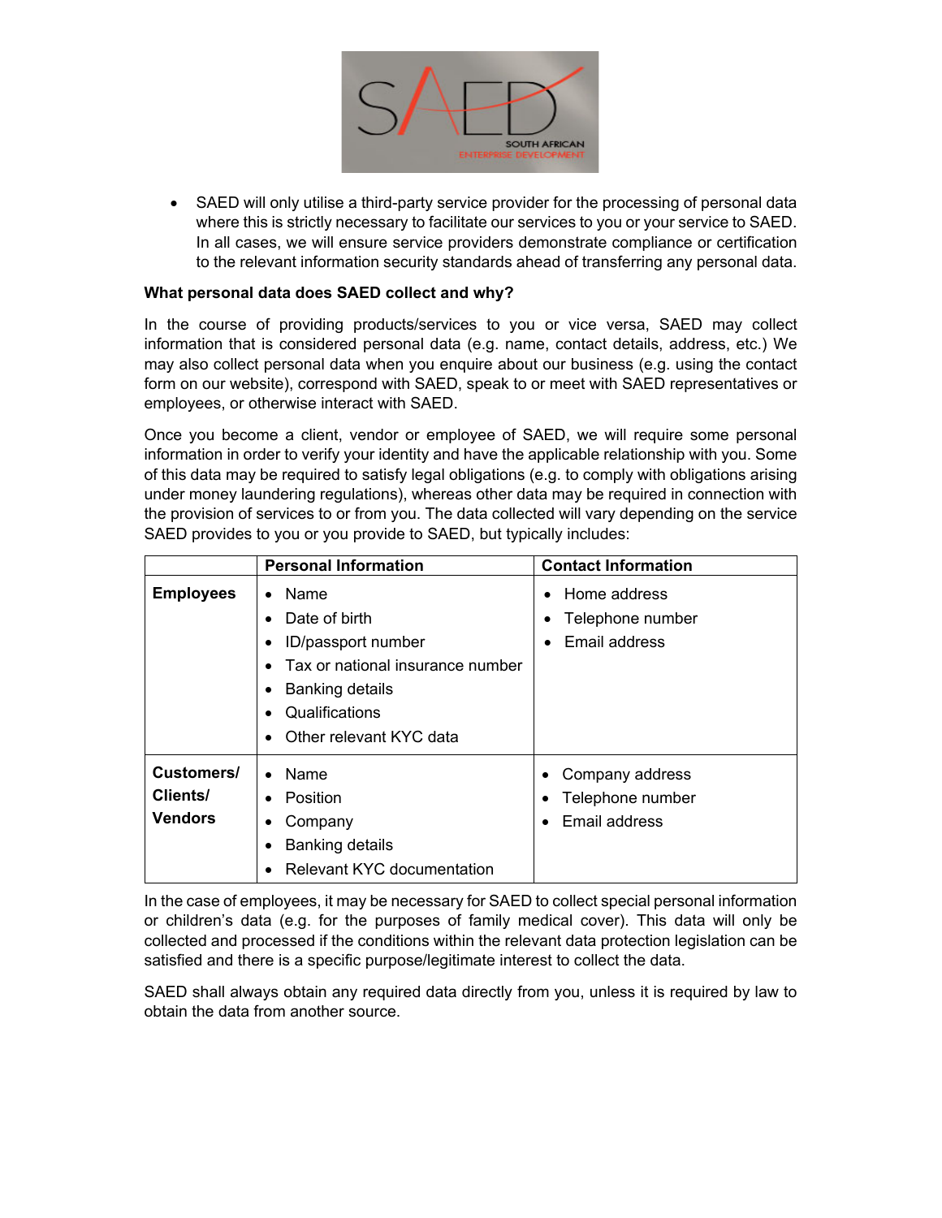- SAED will only utilise a third-party service provider for the processing of personal data where this is strictly necessary to facilitate our services to you or your service to SAED. In all cases, we will ensure service providers demonstrate compliance or certification to the relevant information security standards ahead of transferring any personal data.

**What personal data does SAED collect and why?**

In the course of providing products/services to you or vice versa, SAED may collect information that is considered personal data (e.g. name, contact details, address, etc.) We may also collect personal data when you enquire about our business (e.g. using the contact form on our website), correspond with SAED, speak to or meet with SAED representatives or employees, or otherwise interact with SAED.

Once you become a client, vendor or employee of SAED, we will require some personal information in order to verify your identity and have the applicable relationship with you. Some of this data may be required to satisfy legal obligations (e.g. to comply with obligations arising under money laundering regulations), whereas other data may be required in connection with the provision of services to or from you. The data collected will vary depending on the service SAED provides to you or you provide to SAED, but typically includes:

| | **Personal Information** | **Contact Information** |
|---|---|---|
| **Employees** | • Name<br>• Date of birth<br>• ID/passport number<br>• Tax or national insurance number<br>• Banking details<br>• Qualifications<br>• Other relevant KYC data | • Home address<br>• Telephone number<br>• Email address |
| **Customers/ Clients/ Vendors** | • Name<br>• Position<br>• Company<br>• Banking details<br>• Relevant KYC documentation | • Company address<br>• Telephone number<br>• Email address |

In the case of employees, it may be necessary for SAED to collect special personal information or children's data (e.g. for the purposes of family medical cover). This data will only be collected and processed if the conditions within the relevant data protection legislation can be satisfied and there is a specific purpose/legitimate interest to collect the data.

SAED shall always obtain any required data directly from you, unless it is required by law to obtain the data from another source.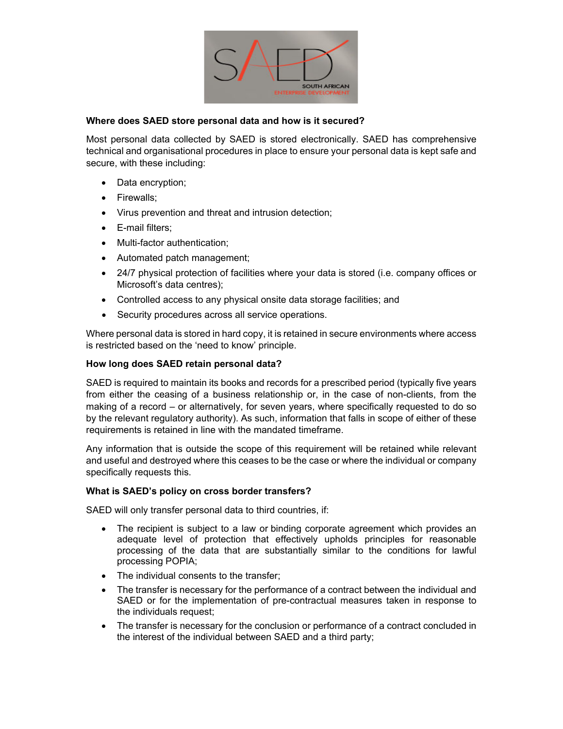**Where does SAED store personal data and how is it secured?**

Most personal data collected by SAED is stored electronically. SAED has comprehensive technical and organisational procedures in place to ensure your personal data is kept safe and secure, with these including:

- Data encryption;
- Firewalls;
- Virus prevention and threat and intrusion detection;
- E-mail filters;
- Multi-factor authentication;
- Automated patch management;
- 24/7 physical protection of facilities where your data is stored (i.e. company offices or Microsoft's data centres);
- Controlled access to any physical onsite data storage facilities; and
- Security procedures across all service operations.

Where personal data is stored in hard copy, it is retained in secure environments where access is restricted based on the 'need to know' principle.

**How long does SAED retain personal data?**

SAED is required to maintain its books and records for a prescribed period (typically five years from either the ceasing of a business relationship or, in the case of non-clients, from the making of a record – or alternatively, for seven years, where specifically requested to do so by the relevant regulatory authority). As such, information that falls in scope of either of these requirements is retained in line with the mandated timeframe.

Any information that is outside the scope of this requirement will be retained while relevant and useful and destroyed where this ceases to be the case or where the individual or company specifically requests this.

**What is SAED's policy on cross border transfers?**

SAED will only transfer personal data to third countries, if:

- The recipient is subject to a law or binding corporate agreement which provides an adequate level of protection that effectively upholds principles for reasonable processing of the data that are substantially similar to the conditions for lawful processing POPIA;
- The individual consents to the transfer;
- The transfer is necessary for the performance of a contract between the individual and SAED or for the implementation of pre-contractual measures taken in response to the individuals request;
- The transfer is necessary for the conclusion or performance of a contract concluded in the interest of the individual between SAED and a third party;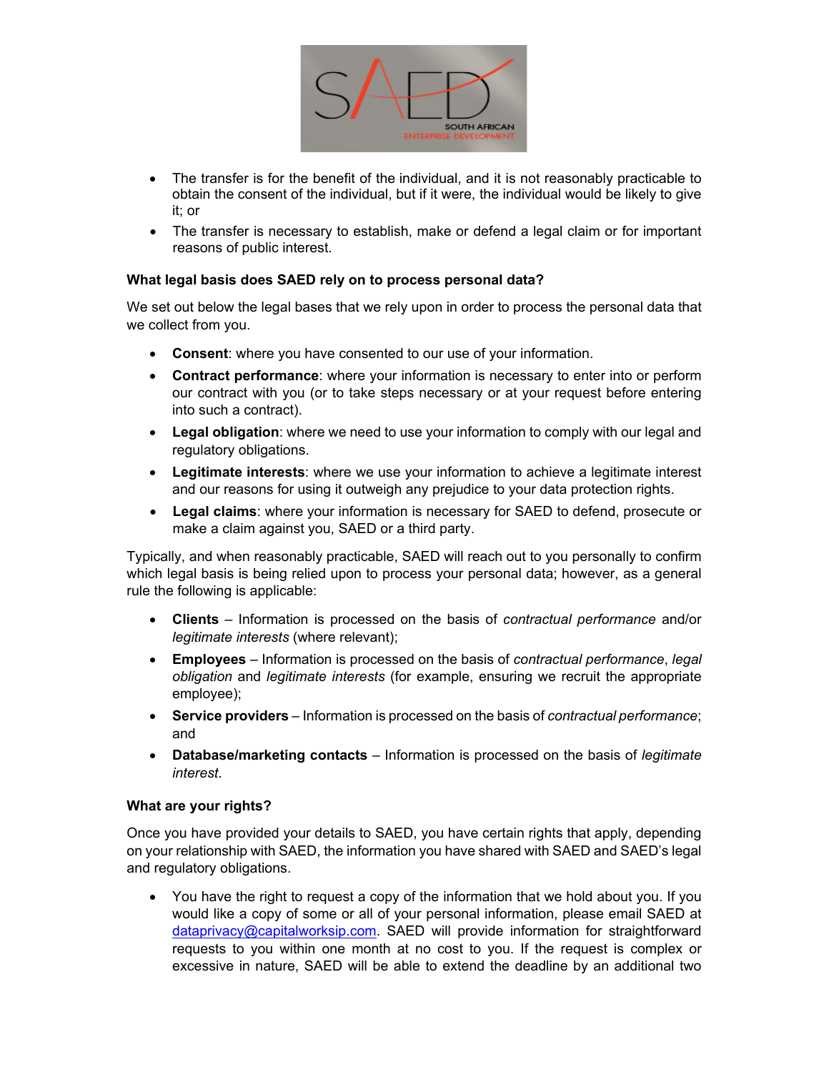- The transfer is for the benefit of the individual, and it is not reasonably practicable to obtain the consent of the individual, but if it were, the individual would be likely to give it; or
- The transfer is necessary to establish, make or defend a legal claim or for important reasons of public interest.

**What legal basis does SAED rely on to process personal data?**

We set out below the legal bases that we rely upon in order to process the personal data that we collect from you.

- **Consent**: where you have consented to our use of your information.
- **Contract performance**: where your information is necessary to enter into or perform our contract with you (or to take steps necessary or at your request before entering into such a contract).
- **Legal obligation**: where we need to use your information to comply with our legal and regulatory obligations.
- **Legitimate interests**: where we use your information to achieve a legitimate interest and our reasons for using it outweigh any prejudice to your data protection rights.
- **Legal claims**: where your information is necessary for SAED to defend, prosecute or make a claim against you, SAED or a third party.

Typically, and when reasonably practicable, SAED will reach out to you personally to confirm which legal basis is being relied upon to process your personal data; however, as a general rule the following is applicable:

- **Clients** – Information is processed on the basis of *contractual performance* and/or *legitimate interests* (where relevant);
- **Employees** – Information is processed on the basis of *contractual performance*, *legal obligation* and *legitimate interests* (for example, ensuring we recruit the appropriate employee);
- **Service providers** – Information is processed on the basis of *contractual performance*; and
- **Database/marketing contacts** – Information is processed on the basis of *legitimate interest*.

**What are your rights?**

Once you have provided your details to SAED, you have certain rights that apply, depending on your relationship with SAED, the information you have shared with SAED and SAED's legal and regulatory obligations.

- You have the right to request a copy of the information that we hold about you. If you would like a copy of some or all of your personal information, please email SAED at dataprivacy@capitalworksip.com. SAED will provide information for straightforward requests to you within one month at no cost to you. If the request is complex or excessive in nature, SAED will be able to extend the deadline by an additional two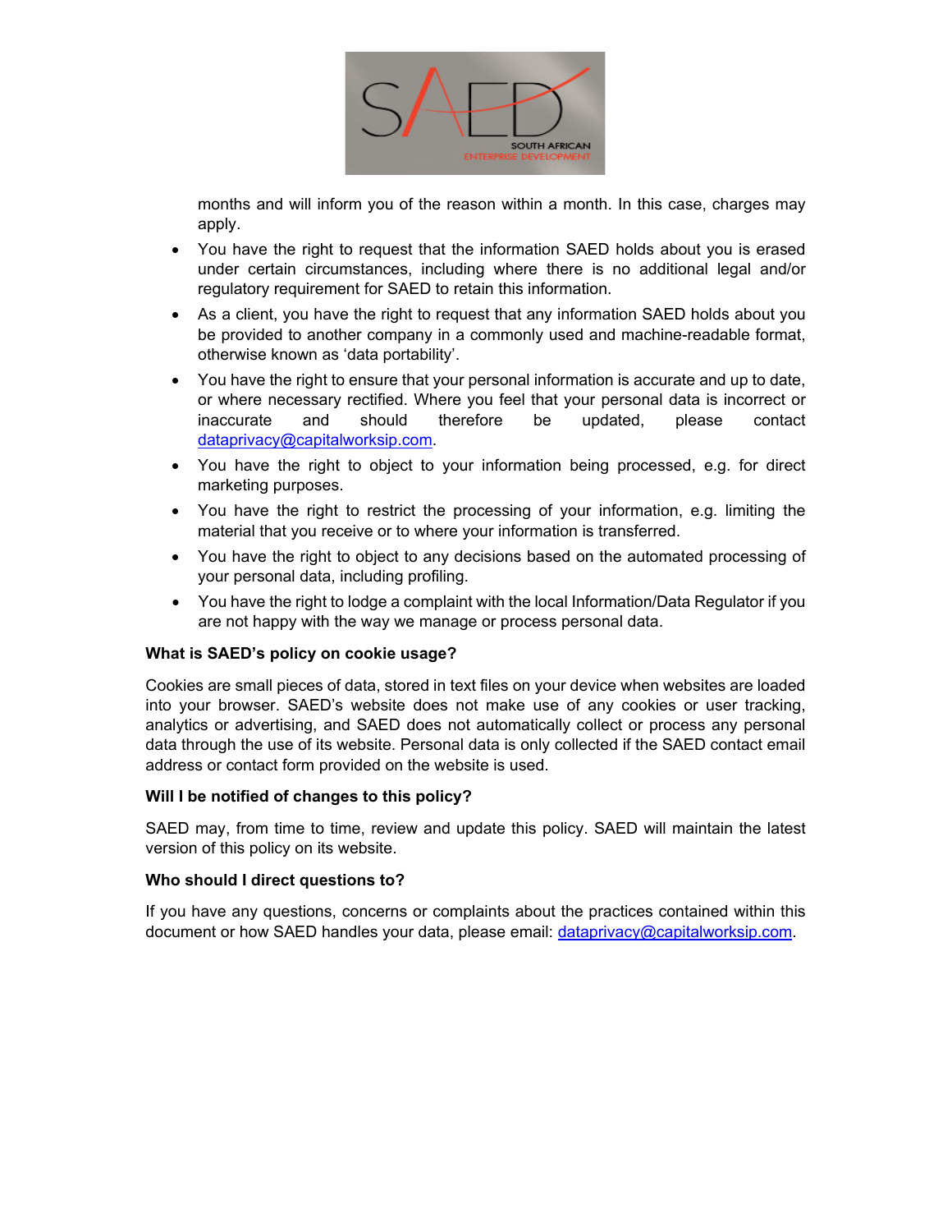months and will inform you of the reason within a month. In this case, charges may apply.

- You have the right to request that the information SAED holds about you is erased under certain circumstances, including where there is no additional legal and/or regulatory requirement for SAED to retain this information.
- As a client, you have the right to request that any information SAED holds about you be provided to another company in a commonly used and machine-readable format, otherwise known as 'data portability'.
- You have the right to ensure that your personal information is accurate and up to date, or where necessary rectified. Where you feel that your personal data is incorrect or inaccurate and should therefore be updated, please contact dataprivacy@capitalworksip.com.
- You have the right to object to your information being processed, e.g. for direct marketing purposes.
- You have the right to restrict the processing of your information, e.g. limiting the material that you receive or to where your information is transferred.
- You have the right to object to any decisions based on the automated processing of your personal data, including profiling.
- You have the right to lodge a complaint with the local Information/Data Regulator if you are not happy with the way we manage or process personal data.

**What is SAED's policy on cookie usage?**

Cookies are small pieces of data, stored in text files on your device when websites are loaded into your browser. SAED's website does not make use of any cookies or user tracking, analytics or advertising, and SAED does not automatically collect or process any personal data through the use of its website. Personal data is only collected if the SAED contact email address or contact form provided on the website is used.

**Will I be notified of changes to this policy?**

SAED may, from time to time, review and update this policy. SAED will maintain the latest version of this policy on its website.

**Who should I direct questions to?**

If you have any questions, concerns or complaints about the practices contained within this document or how SAED handles your data, please email: dataprivacy@capitalworksip.com.